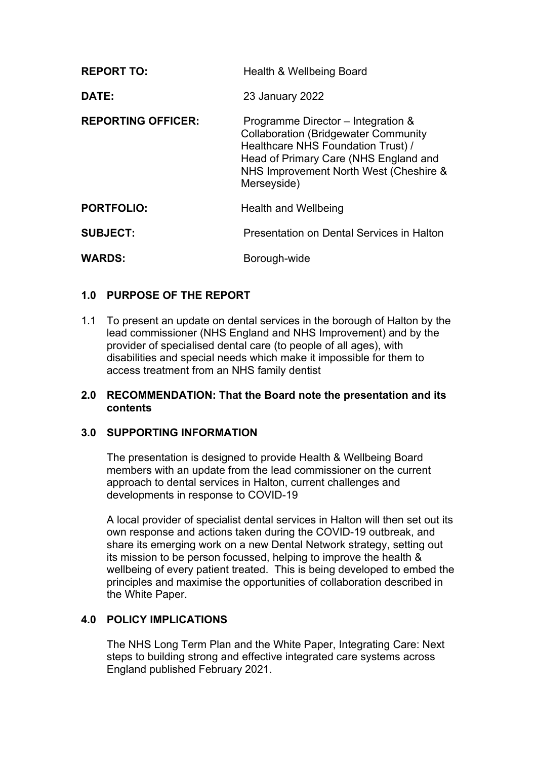| | |
|---|---|
| **REPORT TO:** | Health & Wellbeing Board |
| **DATE:** | 23 January 2022 |
| **REPORTING OFFICER:** | Programme Director – Integration & Collaboration (Bridgewater Community Healthcare NHS Foundation Trust) / Head of Primary Care (NHS England and NHS Improvement North West (Cheshire & Merseyside) |
| **PORTFOLIO:** | Health and Wellbeing |
| **SUBJECT:** | Presentation on Dental Services in Halton |
| **WARDS:** | Borough-wide |

## 1.0 PURPOSE OF THE REPORT

1.1 To present an update on dental services in the borough of Halton by the lead commissioner (NHS England and NHS Improvement) and by the provider of specialised dental care (to people of all ages), with disabilities and special needs which make it impossible for them to access treatment from an NHS family dentist

## 2.0 RECOMMENDATION: That the Board note the presentation and its contents

## 3.0 SUPPORTING INFORMATION

The presentation is designed to provide Health & Wellbeing Board members with an update from the lead commissioner on the current approach to dental services in Halton, current challenges and developments in response to COVID-19

A local provider of specialist dental services in Halton will then set out its own response and actions taken during the COVID-19 outbreak, and share its emerging work on a new Dental Network strategy, setting out its mission to be person focussed, helping to improve the health & wellbeing of every patient treated. This is being developed to embed the principles and maximise the opportunities of collaboration described in the White Paper.

## 4.0 POLICY IMPLICATIONS

The NHS Long Term Plan and the White Paper, Integrating Care: Next steps to building strong and effective integrated care systems across England published February 2021.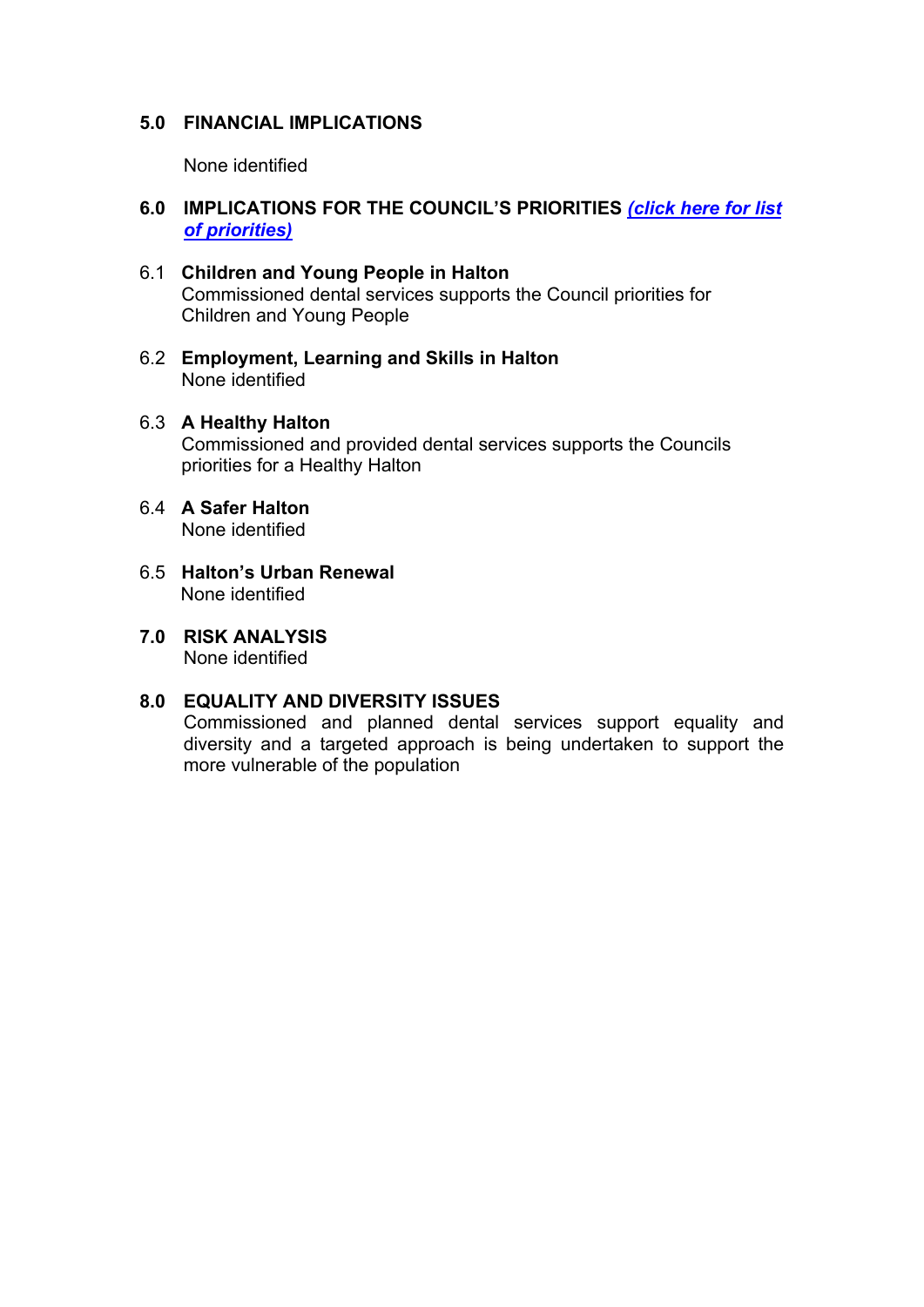## 5.0 FINANCIAL IMPLICATIONS

None identified

## 6.0 IMPLICATIONS FOR THE COUNCIL'S PRIORITIES *(click here for list of priorities)*

6.1 **Children and Young People in Halton**
Commissioned dental services supports the Council priorities for Children and Young People

6.2 **Employment, Learning and Skills in Halton**
None identified

6.3 **A Healthy Halton**
Commissioned and provided dental services supports the Councils priorities for a Healthy Halton

6.4 **A Safer Halton**
None identified

6.5 **Halton's Urban Renewal**
None identified

## 7.0 RISK ANALYSIS

None identified

## 8.0 EQUALITY AND DIVERSITY ISSUES

Commissioned and planned dental services support equality and diversity and a targeted approach is being undertaken to support the more vulnerable of the population